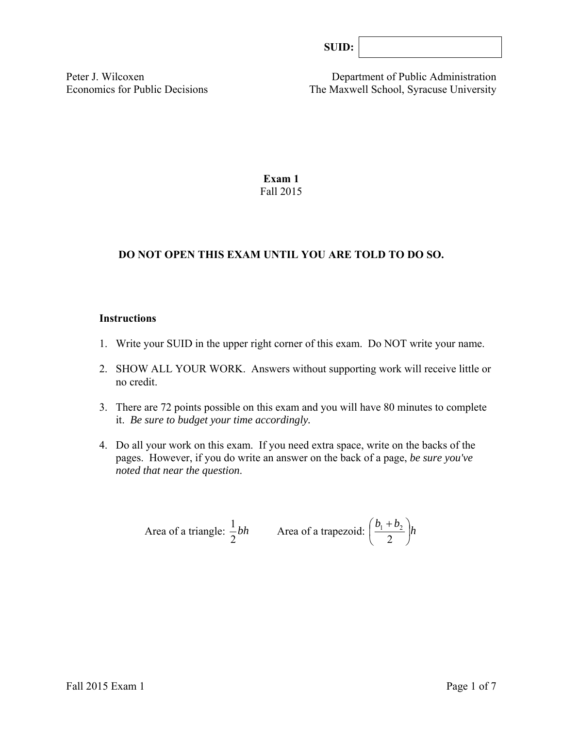**SUID:** 

Peter J. Wilcoxen
Economics for Public Decisions

Department of Public Administration
The Maxwell School, Syracuse University

# Exam 1

Fall 2015

**DO NOT OPEN THIS EXAM UNTIL YOU ARE TOLD TO DO SO.**

**Instructions**

1. Write your SUID in the upper right corner of this exam. Do NOT write your name.
2. SHOW ALL YOUR WORK. Answers without supporting work will receive little or no credit.
3. There are 72 points possible on this exam and you will have 80 minutes to complete it. *Be sure to budget your time accordingly.*
4. Do all your work on this exam. If you need extra space, write on the backs of the pages. However, if you do write an answer on the back of a page, *be sure you've noted that near the question*.

Area of a triangle: $\frac{1}{2}bh$ Area of a trapezoid: $\left(\frac{b_1 + b_2}{2}\right)h$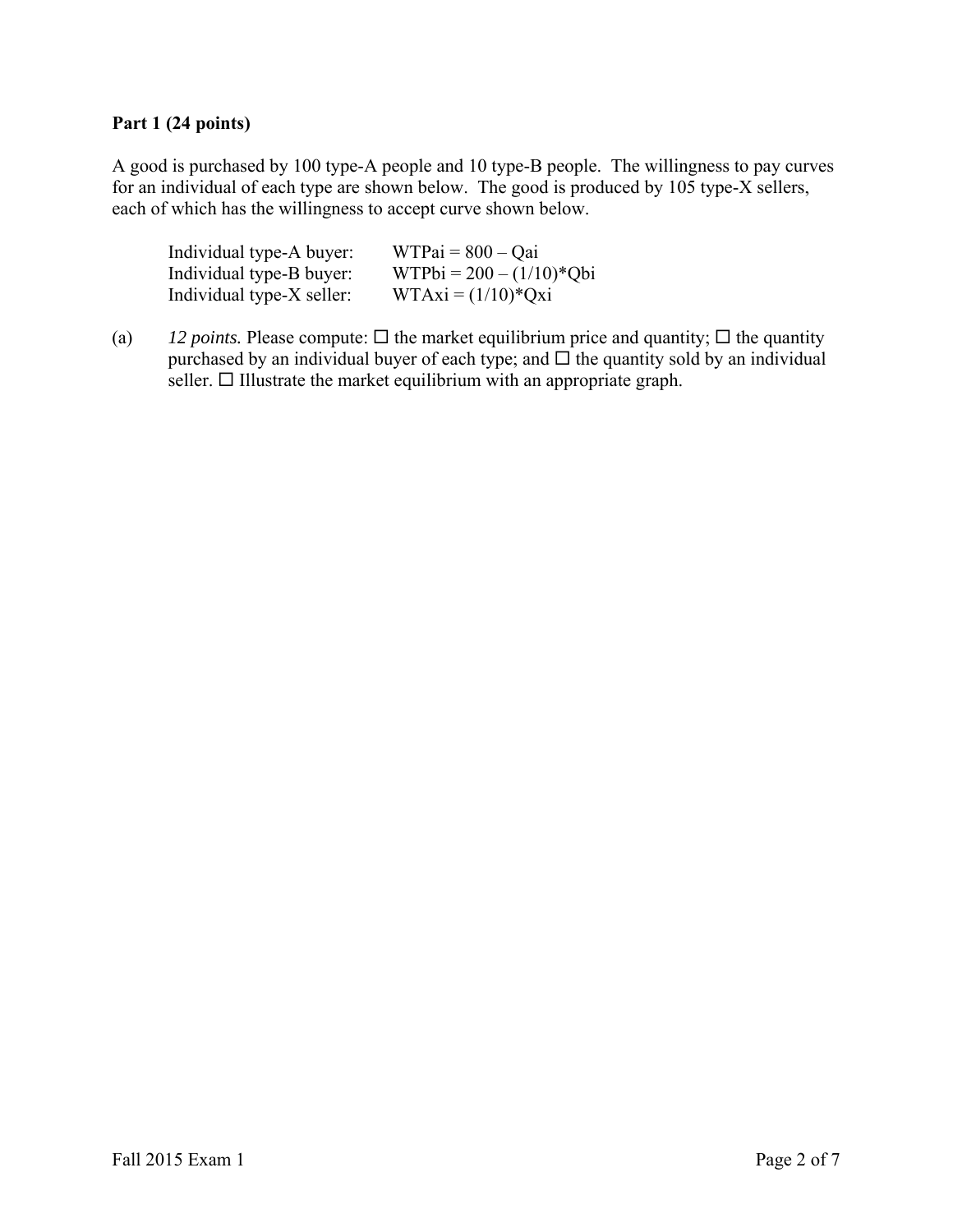**Part 1 (24 points)**

A good is purchased by 100 type-A people and 10 type-B people. The willingness to pay curves for an individual of each type are shown below. The good is produced by 105 type-X sellers, each of which has the willingness to accept curve shown below.

| | |
|---|---|
| Individual type-A buyer: | $WTPai = 800 - Qai$ |
| Individual type-B buyer: | $WTPbi = 200 - (1/10)*Qbi$ |
| Individual type-X seller: | $WTAxi = (1/10)*Qxi$ |

(a) *12 points.* Please compute: ☐ the market equilibrium price and quantity; ☐ the quantity purchased by an individual buyer of each type; and ☐ the quantity sold by an individual seller. ☐ Illustrate the market equilibrium with an appropriate graph.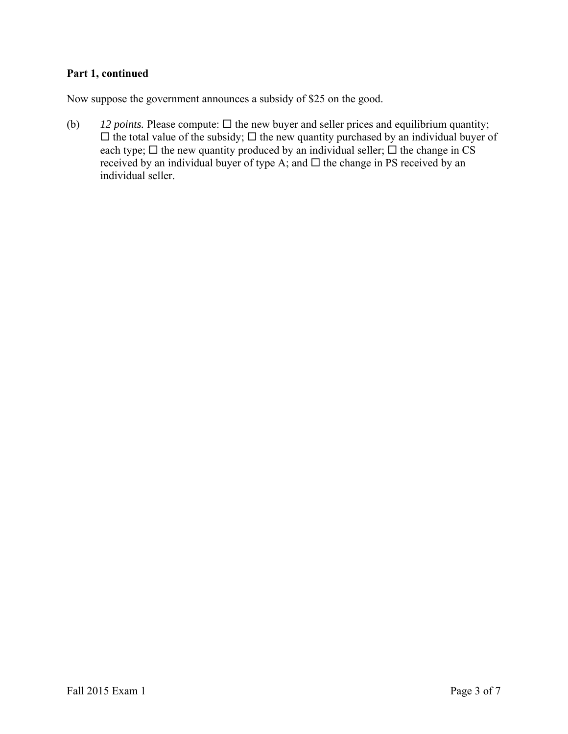**Part 1, continued**

Now suppose the government announces a subsidy of $25 on the good.

(b) *12 points.* Please compute: ☐ the new buyer and seller prices and equilibrium quantity; ☐ the total value of the subsidy; ☐ the new quantity purchased by an individual buyer of each type; ☐ the new quantity produced by an individual seller; ☐ the change in CS received by an individual buyer of type A; and ☐ the change in PS received by an individual seller.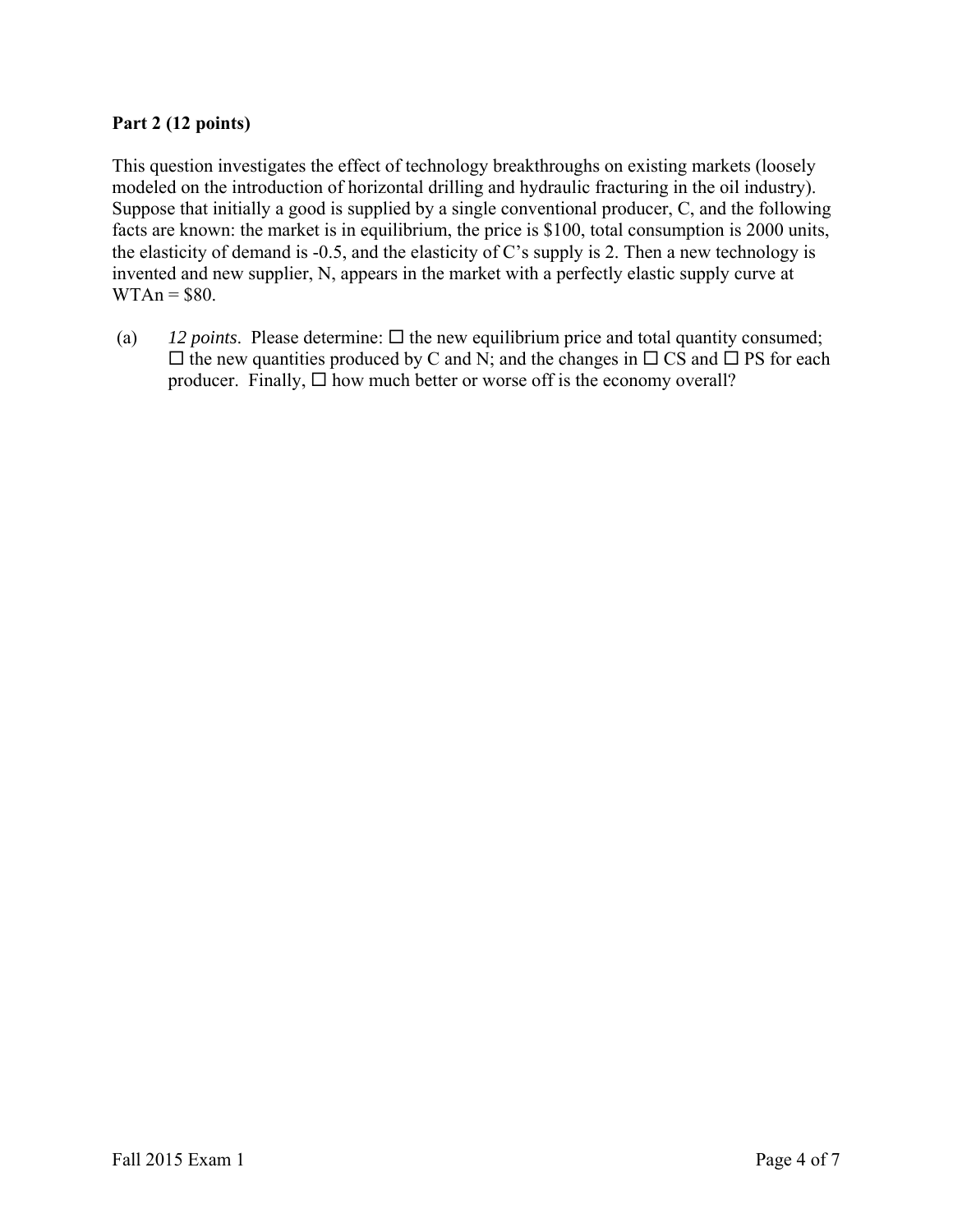**Part 2 (12 points)**

This question investigates the effect of technology breakthroughs on existing markets (loosely modeled on the introduction of horizontal drilling and hydraulic fracturing in the oil industry). Suppose that initially a good is supplied by a single conventional producer, C, and the following facts are known: the market is in equilibrium, the price is $100, total consumption is 2000 units, the elasticity of demand is -0.5, and the elasticity of C's supply is 2. Then a new technology is invented and new supplier, N, appears in the market with a perfectly elastic supply curve at WTAn = $80.

(a) *12 points*. Please determine: ☐ the new equilibrium price and total quantity consumed; ☐ the new quantities produced by C and N; and the changes in ☐ CS and ☐ PS for each producer. Finally, ☐ how much better or worse off is the economy overall?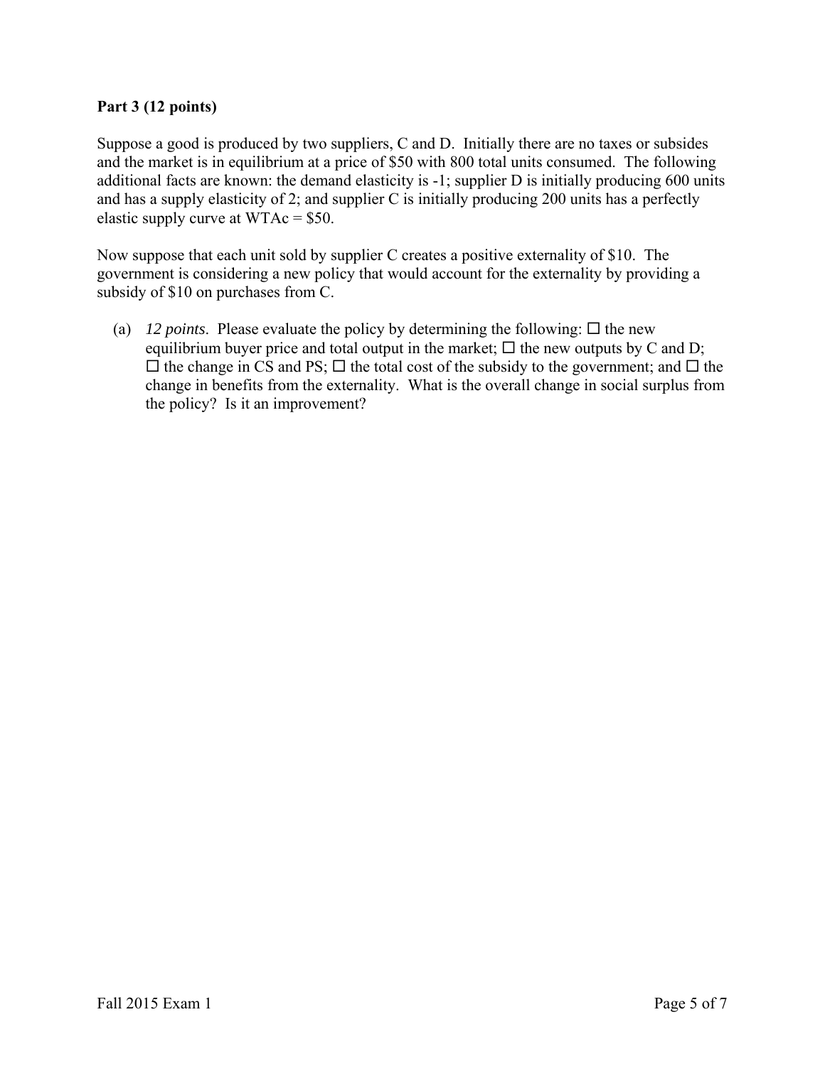**Part 3 (12 points)**

Suppose a good is produced by two suppliers, C and D. Initially there are no taxes or subsides and the market is in equilibrium at a price of \$50 with 800 total units consumed. The following additional facts are known: the demand elasticity is -1; supplier D is initially producing 600 units and has a supply elasticity of 2; and supplier C is initially producing 200 units has a perfectly elastic supply curve at WTAc = \$50.

Now suppose that each unit sold by supplier C creates a positive externality of \$10. The government is considering a new policy that would account for the externality by providing a subsidy of \$10 on purchases from C.

(a) *12 points*. Please evaluate the policy by determining the following: ☐ the new equilibrium buyer price and total output in the market; ☐ the new outputs by C and D; ☐ the change in CS and PS; ☐ the total cost of the subsidy to the government; and ☐ the change in benefits from the externality. What is the overall change in social surplus from the policy? Is it an improvement?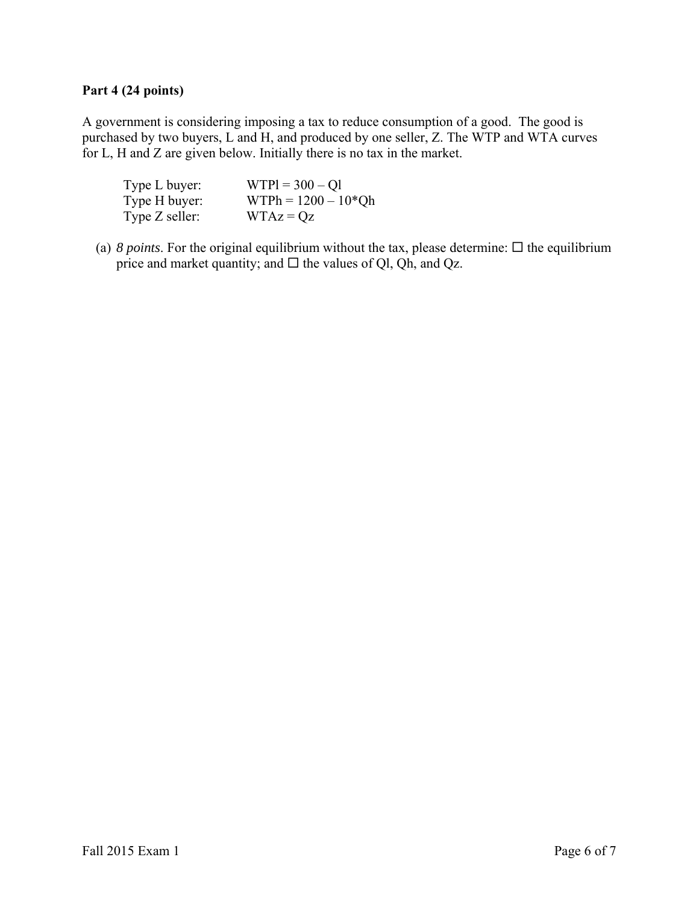**Part 4 (24 points)**

A government is considering imposing a tax to reduce consumption of a good. The good is purchased by two buyers, L and H, and produced by one seller, Z. The WTP and WTA curves for L, H and Z are given below. Initially there is no tax in the market.

| | |
|---|---|
| Type L buyer: | WTPl = 300 – Ql |
| Type H buyer: | WTPh = 1200 – 10*Qh |
| Type Z seller: | WTAz = Qz |

(a) *8 points*. For the original equilibrium without the tax, please determine: ☐ the equilibrium price and market quantity; and ☐ the values of Ql, Qh, and Qz.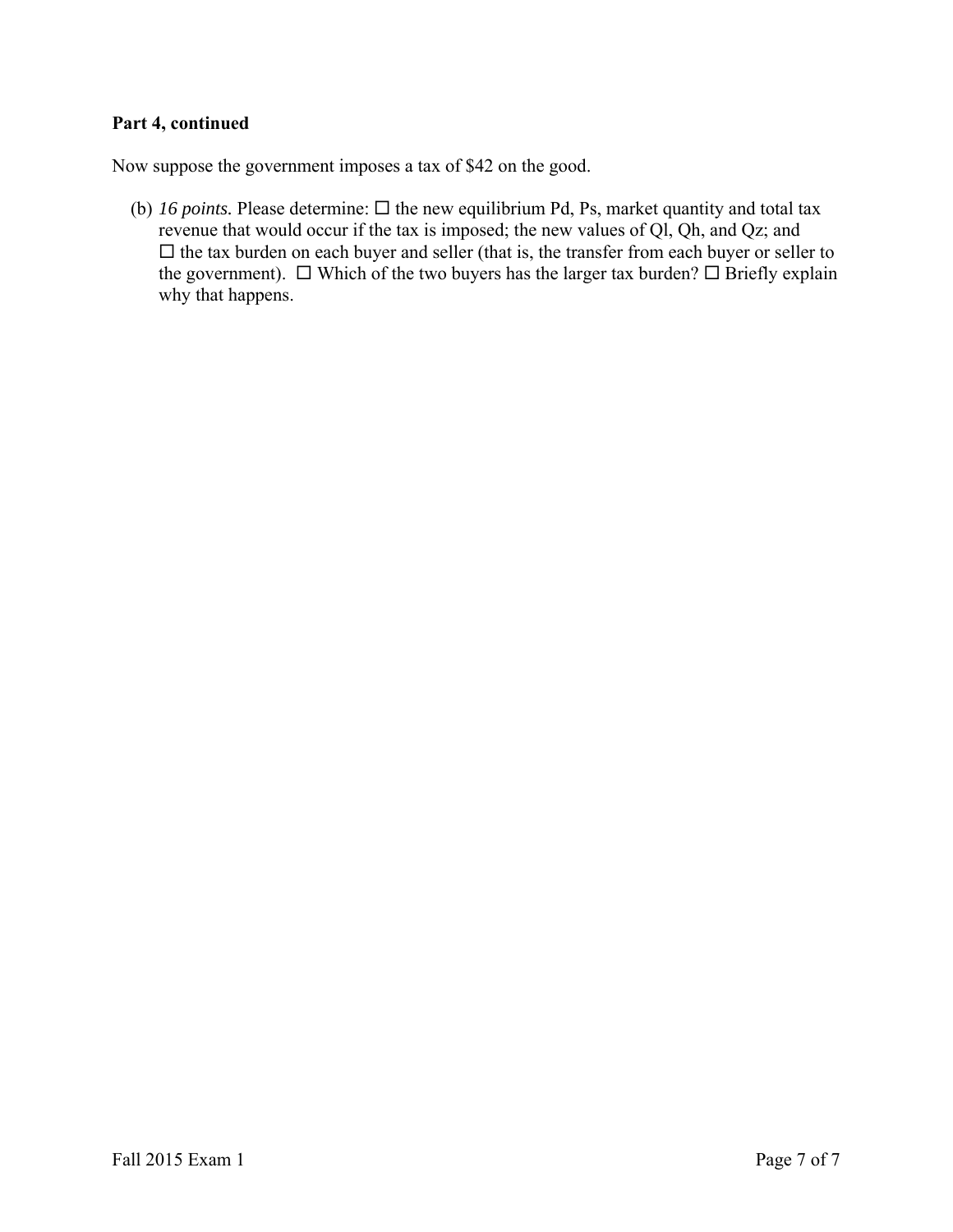**Part 4, continued**

Now suppose the government imposes a tax of $42 on the good.

(b) *16 points.* Please determine: ☐ the new equilibrium Pd, Ps, market quantity and total tax revenue that would occur if the tax is imposed; the new values of Ql, Qh, and Qz; and ☐ the tax burden on each buyer and seller (that is, the transfer from each buyer or seller to the government). ☐ Which of the two buyers has the larger tax burden? ☐ Briefly explain why that happens.